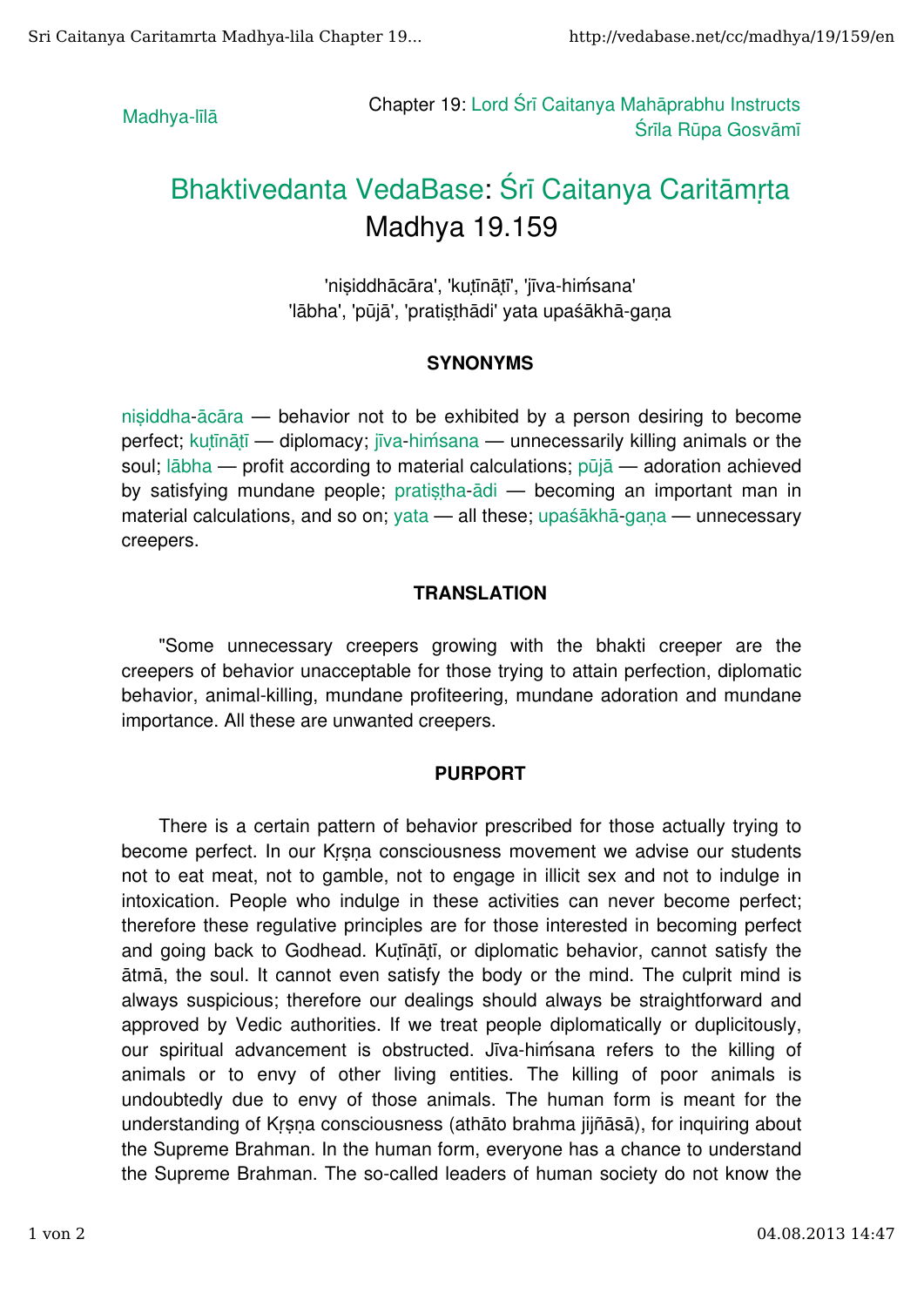Madhya-līlā

Chapter 19: Lord Śrī Caitanya Mahāprabhu Instructs Śrīla Rūpa Gosvāmī

# Bhaktivedanta VedaBase: Śrī Caitanya Caritāmṛta Madhya 19.159

'niṣiddhācāra', 'kuṭīnāṭī', 'jīva-hiṁsana'
'lābha', 'pūjā', 'pratiṣṭhādi' yata upaśākhā-gaṇa

### SYNONYMS

niṣiddha-ācāra — behavior not to be exhibited by a person desiring to become perfect; kuṭīnāṭī — diplomacy; jīva-hiṁsana — unnecessarily killing animals or the soul; lābha — profit according to material calculations; pūjā — adoration achieved by satisfying mundane people; pratiṣṭha-ādi — becoming an important man in material calculations, and so on; yata — all these; upaśākhā-gaṇa — unnecessary creepers.

### TRANSLATION

"Some unnecessary creepers growing with the bhakti creeper are the creepers of behavior unacceptable for those trying to attain perfection, diplomatic behavior, animal-killing, mundane profiteering, mundane adoration and mundane importance. All these are unwanted creepers.

### PURPORT

There is a certain pattern of behavior prescribed for those actually trying to become perfect. In our Kṛṣṇa consciousness movement we advise our students not to eat meat, not to gamble, not to engage in illicit sex and not to indulge in intoxication. People who indulge in these activities can never become perfect; therefore these regulative principles are for those interested in becoming perfect and going back to Godhead. Kuṭīnāṭī, or diplomatic behavior, cannot satisfy the ātmā, the soul. It cannot even satisfy the body or the mind. The culprit mind is always suspicious; therefore our dealings should always be straightforward and approved by Vedic authorities. If we treat people diplomatically or duplicitously, our spiritual advancement is obstructed. Jīva-hiṁsana refers to the killing of animals or to envy of other living entities. The killing of poor animals is undoubtedly due to envy of those animals. The human form is meant for the understanding of Kṛṣṇa consciousness (athāto brahma jijñāsā), for inquiring about the Supreme Brahman. In the human form, everyone has a chance to understand the Supreme Brahman. The so-called leaders of human society do not know the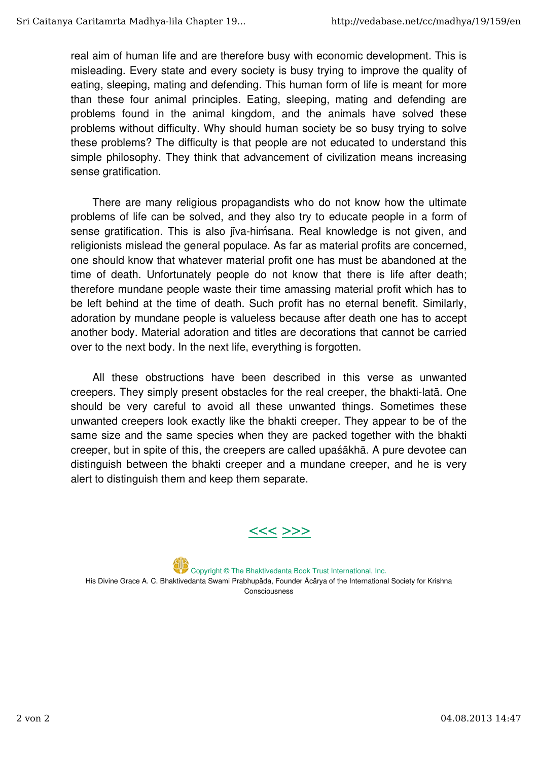real aim of human life and are therefore busy with economic development. This is misleading. Every state and every society is busy trying to improve the quality of eating, sleeping, mating and defending. This human form of life is meant for more than these four animal principles. Eating, sleeping, mating and defending are problems found in the animal kingdom, and the animals have solved these problems without difficulty. Why should human society be so busy trying to solve these problems? The difficulty is that people are not educated to understand this simple philosophy. They think that advancement of civilization means increasing sense gratification.

There are many religious propagandists who do not know how the ultimate problems of life can be solved, and they also try to educate people in a form of sense gratification. This is also jīva-hiṁsana. Real knowledge is not given, and religionists mislead the general populace. As far as material profits are concerned, one should know that whatever material profit one has must be abandoned at the time of death. Unfortunately people do not know that there is life after death; therefore mundane people waste their time amassing material profit which has to be left behind at the time of death. Such profit has no eternal benefit. Similarly, adoration by mundane people is valueless because after death one has to accept another body. Material adoration and titles are decorations that cannot be carried over to the next body. In the next life, everything is forgotten.

All these obstructions have been described in this verse as unwanted creepers. They simply present obstacles for the real creeper, the bhakti-latā. One should be very careful to avoid all these unwanted things. Sometimes these unwanted creepers look exactly like the bhakti creeper. They appear to be of the same size and the same species when they are packed together with the bhakti creeper, but in spite of this, the creepers are called upaśākhā. A pure devotee can distinguish between the bhakti creeper and a mundane creeper, and he is very alert to distinguish them and keep them separate.

<<< >>>

Copyright © The Bhaktivedanta Book Trust International, Inc.
His Divine Grace A. C. Bhaktivedanta Swami Prabhupāda, Founder Ācārya of the International Society for Krishna Consciousness